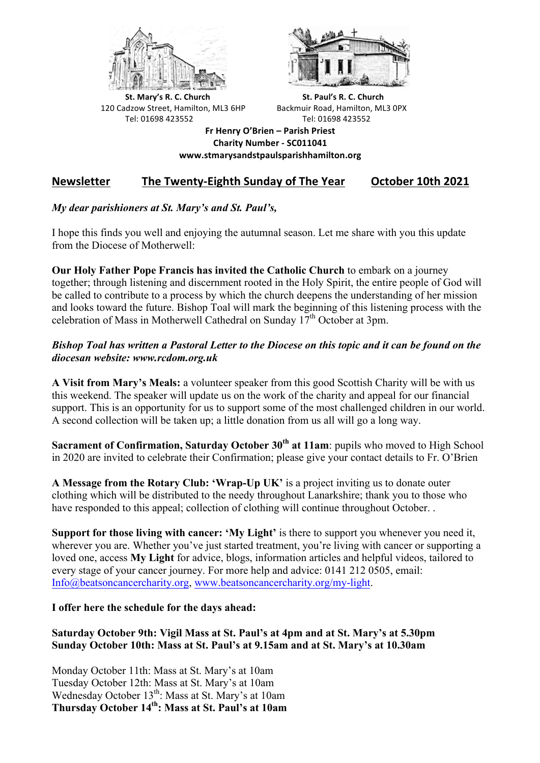**St. Mary's R. C. Church**
120 Cadzow Street, Hamilton, ML3 6HP
Tel: 01698 423552

**St. Paul's R. C. Church**
Backmuir Road, Hamilton, ML3 0PX
Tel: 01698 423552

**Fr Henry O'Brien – Parish Priest**
**Charity Number - SC011041**
**www.stmarysandstpaulsparishhamilton.org**

## Newsletter — The Twenty-Eighth Sunday of The Year — October 10th 2021

*My dear parishioners at St. Mary's and St. Paul's,*

I hope this finds you well and enjoying the autumnal season. Let me share with you this update from the Diocese of Motherwell:

**Our Holy Father Pope Francis has invited the Catholic Church** to embark on a journey together; through listening and discernment rooted in the Holy Spirit, the entire people of God will be called to contribute to a process by which the church deepens the understanding of her mission and looks toward the future. Bishop Toal will mark the beginning of this listening process with the celebration of Mass in Motherwell Cathedral on Sunday 17th October at 3pm.

***Bishop Toal has written a Pastoral Letter to the Diocese on this topic and it can be found on the diocesan website: www.rcdom.org.uk***

**A Visit from Mary's Meals:** a volunteer speaker from this good Scottish Charity will be with us this weekend. The speaker will update us on the work of the charity and appeal for our financial support. This is an opportunity for us to support some of the most challenged children in our world. A second collection will be taken up; a little donation from us all will go a long way.

**Sacrament of Confirmation, Saturday October 30th at 11am**: pupils who moved to High School in 2020 are invited to celebrate their Confirmation; please give your contact details to Fr. O'Brien

**A Message from the Rotary Club: 'Wrap-Up UK'** is a project inviting us to donate outer clothing which will be distributed to the needy throughout Lanarkshire; thank you to those who have responded to this appeal; collection of clothing will continue throughout October. .

**Support for those living with cancer: 'My Light'** is there to support you whenever you need it, wherever you are. Whether you've just started treatment, you're living with cancer or supporting a loved one, access **My Light** for advice, blogs, information articles and helpful videos, tailored to every stage of your cancer journey. For more help and advice: 0141 212 0505, email: Info@beatsoncancercharity.org, www.beatsoncancercharity.org/my-light.

**I offer here the schedule for the days ahead:**

**Saturday October 9th: Vigil Mass at St. Paul's at 4pm and at St. Mary's at 5.30pm**
**Sunday October 10th: Mass at St. Paul's at 9.15am and at St. Mary's at 10.30am**

Monday October 11th: Mass at St. Mary's at 10am
Tuesday October 12th: Mass at St. Mary's at 10am
Wednesday October 13th: Mass at St. Mary's at 10am
**Thursday October 14th: Mass at St. Paul's at 10am**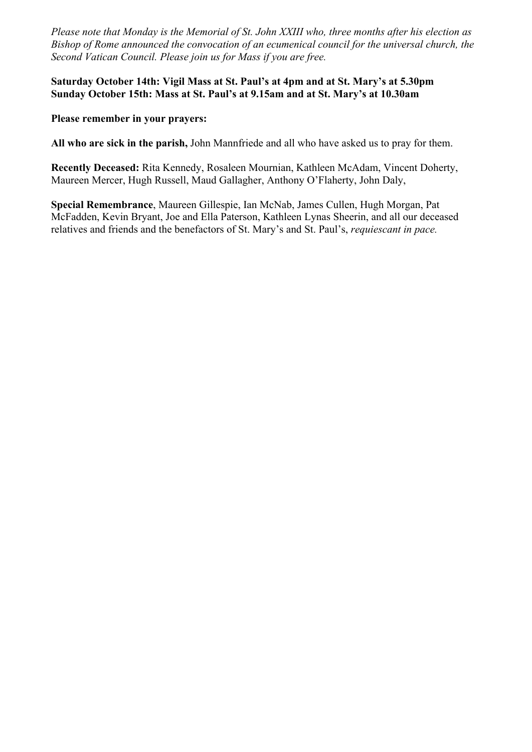*Please note that Monday is the Memorial of St. John XXIII who, three months after his election as Bishop of Rome announced the convocation of an ecumenical council for the universal church, the Second Vatican Council. Please join us for Mass if you are free.*

**Saturday October 14th: Vigil Mass at St. Paul's at 4pm and at St. Mary's at 5.30pm**
**Sunday October 15th: Mass at St. Paul's at 9.15am and at St. Mary's at 10.30am**

**Please remember in your prayers:**

**All who are sick in the parish,** John Mannfriede and all who have asked us to pray for them.

**Recently Deceased:** Rita Kennedy, Rosaleen Mournian, Kathleen McAdam, Vincent Doherty, Maureen Mercer, Hugh Russell, Maud Gallagher, Anthony O'Flaherty, John Daly,

**Special Remembrance**, Maureen Gillespie, Ian McNab, James Cullen, Hugh Morgan, Pat McFadden, Kevin Bryant, Joe and Ella Paterson, Kathleen Lynas Sheerin, and all our deceased relatives and friends and the benefactors of St. Mary's and St. Paul's, *requiescant in pace.*